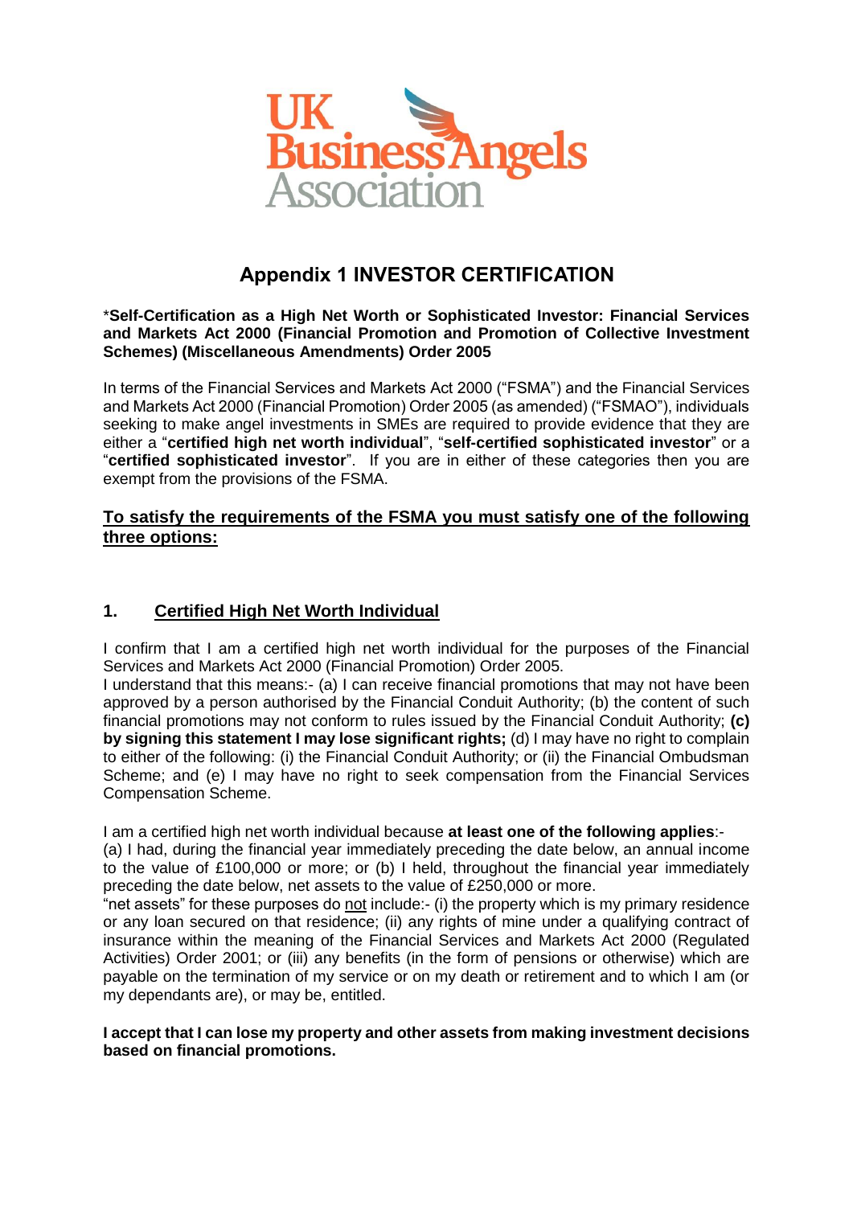# Appendix 1 INVESTOR CERTIFICATION

*__Self-Certification as a High Net Worth or Sophisticated Investor: Financial Services and Markets Act 2000 (Financial Promotion and Promotion of Collective Investment Schemes) (Miscellaneous Amendments) Order 2005__

In terms of the Financial Services and Markets Act 2000 ("FSMA") and the Financial Services and Markets Act 2000 (Financial Promotion) Order 2005 (as amended) ("FSMAO"), individuals seeking to make angel investments in SMEs are required to provide evidence that they are either a "**certified high net worth individual**", "**self-certified sophisticated investor**" or a "**certified sophisticated investor**". If you are in either of these categories then you are exempt from the provisions of the FSMA.

<u>**To satisfy the requirements of the FSMA you must satisfy one of the following three options:**</u>

## 1. <u>Certified High Net Worth Individual</u>

I confirm that I am a certified high net worth individual for the purposes of the Financial Services and Markets Act 2000 (Financial Promotion) Order 2005.
I understand that this means:- (a) I can receive financial promotions that may not have been approved by a person authorised by the Financial Conduit Authority; (b) the content of such financial promotions may not conform to rules issued by the Financial Conduit Authority; **(c) by signing this statement I may lose significant rights;** (d) I may have no right to complain to either of the following: (i) the Financial Conduit Authority; or (ii) the Financial Ombudsman Scheme; and (e) I may have no right to seek compensation from the Financial Services Compensation Scheme.

I am a certified high net worth individual because **at least one of the following applies**:-
(a) I had, during the financial year immediately preceding the date below, an annual income to the value of £100,000 or more; or (b) I held, throughout the financial year immediately preceding the date below, net assets to the value of £250,000 or more.
"net assets" for these purposes do <u>not</u> include:- (i) the property which is my primary residence or any loan secured on that residence; (ii) any rights of mine under a qualifying contract of insurance within the meaning of the Financial Services and Markets Act 2000 (Regulated Activities) Order 2001; or (iii) any benefits (in the form of pensions or otherwise) which are payable on the termination of my service or on my death or retirement and to which I am (or my dependants are), or may be, entitled.

**I accept that I can lose my property and other assets from making investment decisions based on financial promotions.**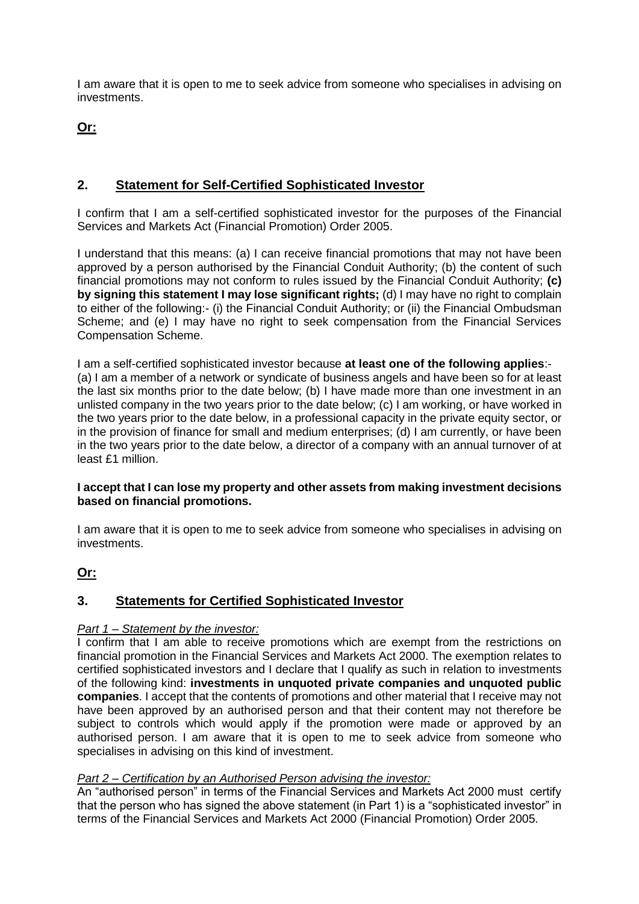I am aware that it is open to me to seek advice from someone who specialises in advising on investments.

**Or:**

## 2. Statement for Self-Certified Sophisticated Investor

I confirm that I am a self-certified sophisticated investor for the purposes of the Financial Services and Markets Act (Financial Promotion) Order 2005.

I understand that this means: (a) I can receive financial promotions that may not have been approved by a person authorised by the Financial Conduit Authority; (b) the content of such financial promotions may not conform to rules issued by the Financial Conduit Authority; **(c) by signing this statement I may lose significant rights;** (d) I may have no right to complain to either of the following:- (i) the Financial Conduit Authority; or (ii) the Financial Ombudsman Scheme; and (e) I may have no right to seek compensation from the Financial Services Compensation Scheme.

I am a self-certified sophisticated investor because **at least one of the following applies**:-
(a) I am a member of a network or syndicate of business angels and have been so for at least the last six months prior to the date below; (b) I have made more than one investment in an unlisted company in the two years prior to the date below; (c) I am working, or have worked in the two years prior to the date below, in a professional capacity in the private equity sector, or in the provision of finance for small and medium enterprises; (d) I am currently, or have been in the two years prior to the date below, a director of a company with an annual turnover of at least £1 million.

**I accept that I can lose my property and other assets from making investment decisions based on financial promotions.**

I am aware that it is open to me to seek advice from someone who specialises in advising on investments.

**Or:**

## 3. Statements for Certified Sophisticated Investor

*Part 1 – Statement by the investor:*

I confirm that I am able to receive promotions which are exempt from the restrictions on financial promotion in the Financial Services and Markets Act 2000. The exemption relates to certified sophisticated investors and I declare that I qualify as such in relation to investments of the following kind: **investments in unquoted private companies and unquoted public companies**. I accept that the contents of promotions and other material that I receive may not have been approved by an authorised person and that their content may not therefore be subject to controls which would apply if the promotion were made or approved by an authorised person. I am aware that it is open to me to seek advice from someone who specialises in advising on this kind of investment.

*Part 2 – Certification by an Authorised Person advising the investor:*

An "authorised person" in terms of the Financial Services and Markets Act 2000 must certify that the person who has signed the above statement (in Part 1) is a "sophisticated investor" in terms of the Financial Services and Markets Act 2000 (Financial Promotion) Order 2005.